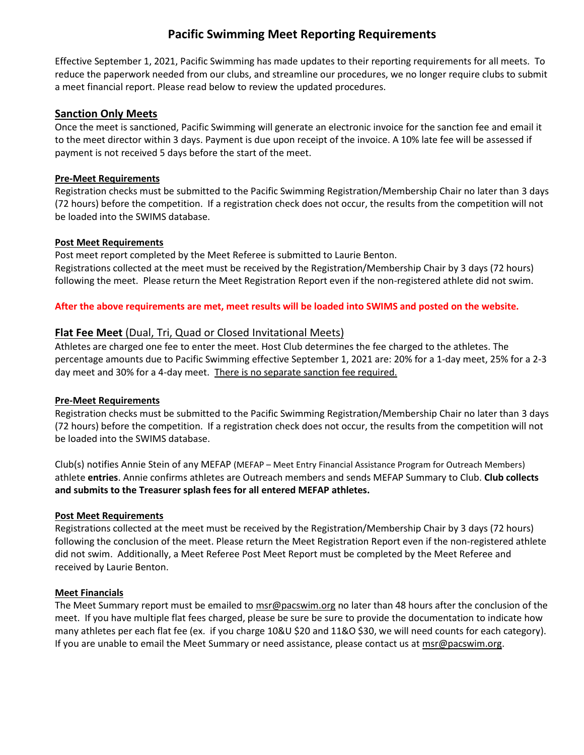# Pacific Swimming Meet Reporting Requirements

Effective September 1, 2021, Pacific Swimming has made updates to their reporting requirements for all meets. To reduce the paperwork needed from our clubs, and streamline our procedures, we no longer require clubs to submit a meet financial report. Please read below to review the updated procedures.

## Sanction Only Meets

Once the meet is sanctioned, Pacific Swimming will generate an electronic invoice for the sanction fee and email it to the meet director within 3 days. Payment is due upon receipt of the invoice. A 10% late fee will be assessed if payment is not received 5 days before the start of the meet.

### Pre-Meet Requirements

Registration checks must be submitted to the Pacific Swimming Registration/Membership Chair no later than 3 days (72 hours) before the competition. If a registration check does not occur, the results from the competition will not be loaded into the SWIMS database.

### Post Meet Requirements

Post meet report completed by the Meet Referee is submitted to Laurie Benton.
Registrations collected at the meet must be received by the Registration/Membership Chair by 3 days (72 hours) following the meet. Please return the Meet Registration Report even if the non-registered athlete did not swim.

**After the above requirements are met, meet results will be loaded into SWIMS and posted on the website.**

## Flat Fee Meet (Dual, Tri, Quad or Closed Invitational Meets)

Athletes are charged one fee to enter the meet. Host Club determines the fee charged to the athletes. The percentage amounts due to Pacific Swimming effective September 1, 2021 are: 20% for a 1-day meet, 25% for a 2-3 day meet and 30% for a 4-day meet. There is no separate sanction fee required.

### Pre-Meet Requirements

Registration checks must be submitted to the Pacific Swimming Registration/Membership Chair no later than 3 days (72 hours) before the competition. If a registration check does not occur, the results from the competition will not be loaded into the SWIMS database.

Club(s) notifies Annie Stein of any MEFAP (MEFAP – Meet Entry Financial Assistance Program for Outreach Members) athlete **entries**. Annie confirms athletes are Outreach members and sends MEFAP Summary to Club. **Club collects and submits to the Treasurer splash fees for all entered MEFAP athletes.**

### Post Meet Requirements

Registrations collected at the meet must be received by the Registration/Membership Chair by 3 days (72 hours) following the conclusion of the meet. Please return the Meet Registration Report even if the non-registered athlete did not swim. Additionally, a Meet Referee Post Meet Report must be completed by the Meet Referee and received by Laurie Benton.

### Meet Financials

The Meet Summary report must be emailed to msr@pacswim.org no later than 48 hours after the conclusion of the meet. If you have multiple flat fees charged, please be sure be sure to provide the documentation to indicate how many athletes per each flat fee (ex. if you charge 10&U $20 and 11&O $30, we will need counts for each category). If you are unable to email the Meet Summary or need assistance, please contact us at msr@pacswim.org.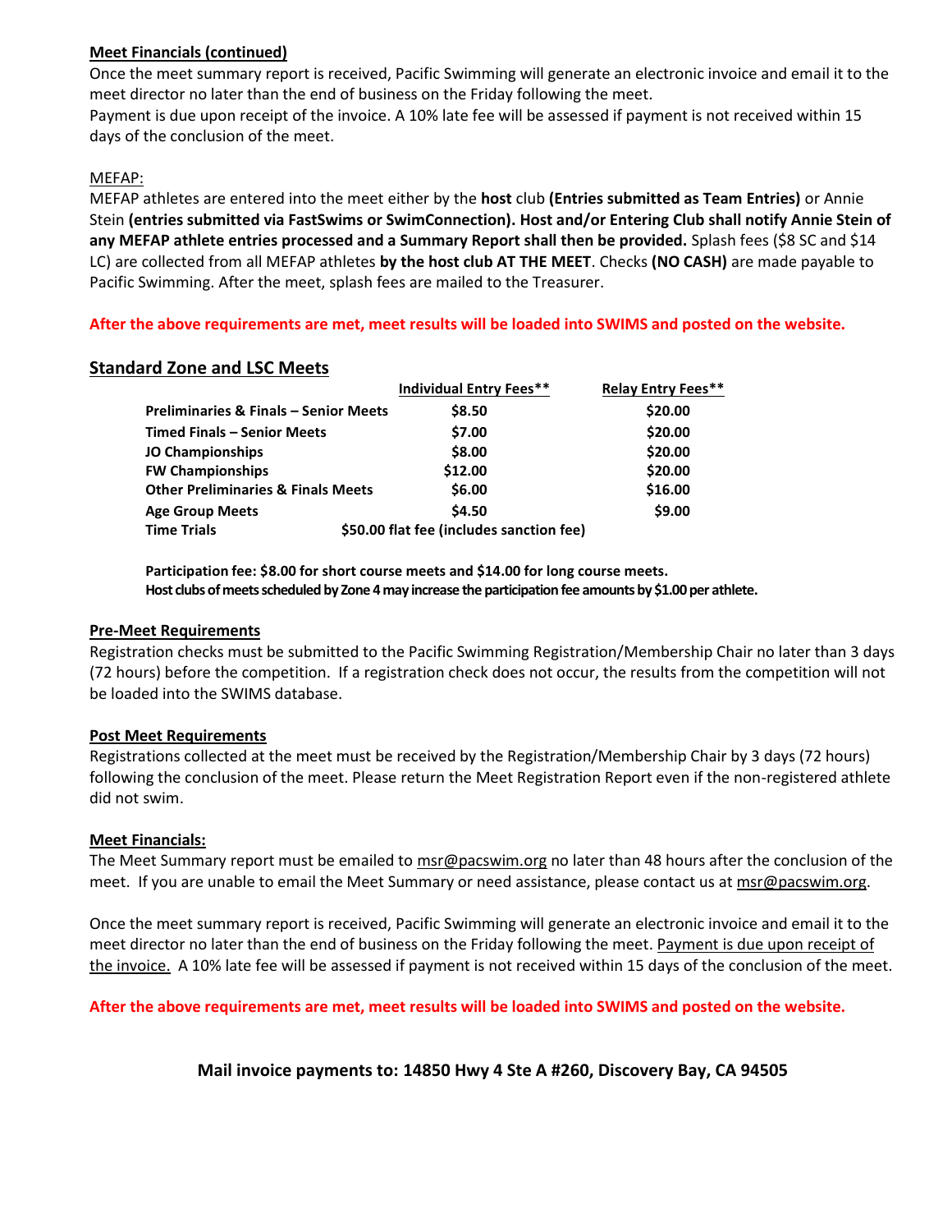**Meet Financials (continued)**

Once the meet summary report is received, Pacific Swimming will generate an electronic invoice and email it to the meet director no later than the end of business on the Friday following the meet.

Payment is due upon receipt of the invoice. A 10% late fee will be assessed if payment is not received within 15 days of the conclusion of the meet.

MEFAP:

MEFAP athletes are entered into the meet either by the **host** club **(Entries submitted as Team Entries)** or Annie Stein **(entries submitted via FastSwims or SwimConnection). Host and/or Entering Club shall notify Annie Stein of any MEFAP athlete entries processed and a Summary Report shall then be provided.** Splash fees ($8 SC and $14 LC) are collected from all MEFAP athletes **by the host club AT THE MEET**. Checks **(NO CASH)** are made payable to Pacific Swimming. After the meet, splash fees are mailed to the Treasurer.

**After the above requirements are met, meet results will be loaded into SWIMS and posted on the website.**

## Standard Zone and LSC Meets

| | Individual Entry Fees** | Relay Entry Fees** |
|---|---|---|
| **Preliminaries & Finals – Senior Meets** | **$8.50** | **$20.00** |
| **Timed Finals – Senior Meets** | **$7.00** | **$20.00** |
| **JO Championships** | **$8.00** | **$20.00** |
| **FW Championships** | **$12.00** | **$20.00** |
| **Other Preliminaries & Finals Meets** | **$6.00** | **$16.00** |
| **Age Group Meets** | **$4.50** | **$9.00** |
| **Time Trials** | **$50.00 flat fee (includes sanction fee)** | |

**Participation fee: $8.00 for short course meets and $14.00 for long course meets.**
**Host clubs of meets scheduled by Zone 4 may increase the participation fee amounts by $1.00 per athlete.**

**Pre-Meet Requirements**

Registration checks must be submitted to the Pacific Swimming Registration/Membership Chair no later than 3 days (72 hours) before the competition. If a registration check does not occur, the results from the competition will not be loaded into the SWIMS database.

**Post Meet Requirements**

Registrations collected at the meet must be received by the Registration/Membership Chair by 3 days (72 hours) following the conclusion of the meet. Please return the Meet Registration Report even if the non-registered athlete did not swim.

**Meet Financials:**

The Meet Summary report must be emailed to msr@pacswim.org no later than 48 hours after the conclusion of the meet. If you are unable to email the Meet Summary or need assistance, please contact us at msr@pacswim.org.

Once the meet summary report is received, Pacific Swimming will generate an electronic invoice and email it to the meet director no later than the end of business on the Friday following the meet. Payment is due upon receipt of the invoice. A 10% late fee will be assessed if payment is not received within 15 days of the conclusion of the meet.

**After the above requirements are met, meet results will be loaded into SWIMS and posted on the website.**

**Mail invoice payments to: 14850 Hwy 4 Ste A #260, Discovery Bay, CA 94505**